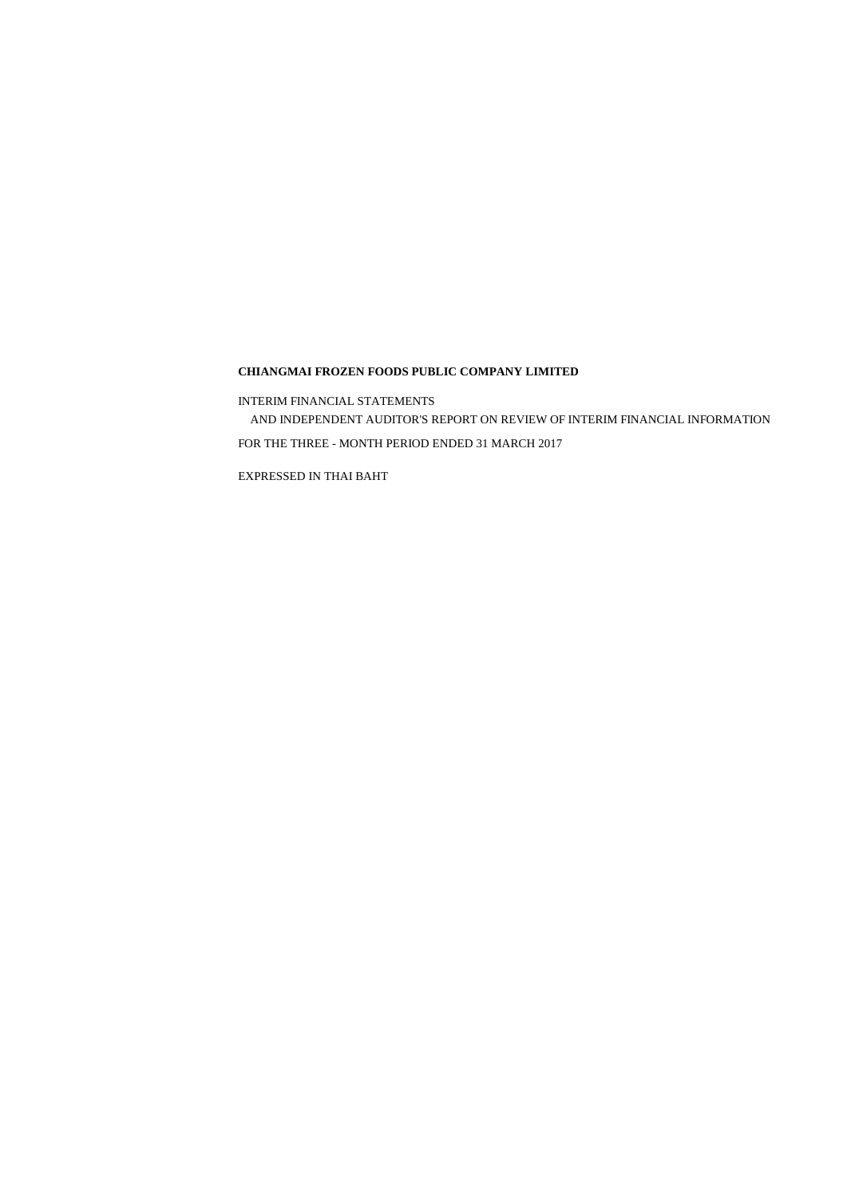**CHIANGMAI FROZEN FOODS PUBLIC COMPANY LIMITED**

INTERIM FINANCIAL STATEMENTS
AND INDEPENDENT AUDITOR'S REPORT ON REVIEW OF INTERIM FINANCIAL INFORMATION

FOR THE THREE - MONTH PERIOD ENDED 31 MARCH 2017

EXPRESSED IN THAI BAHT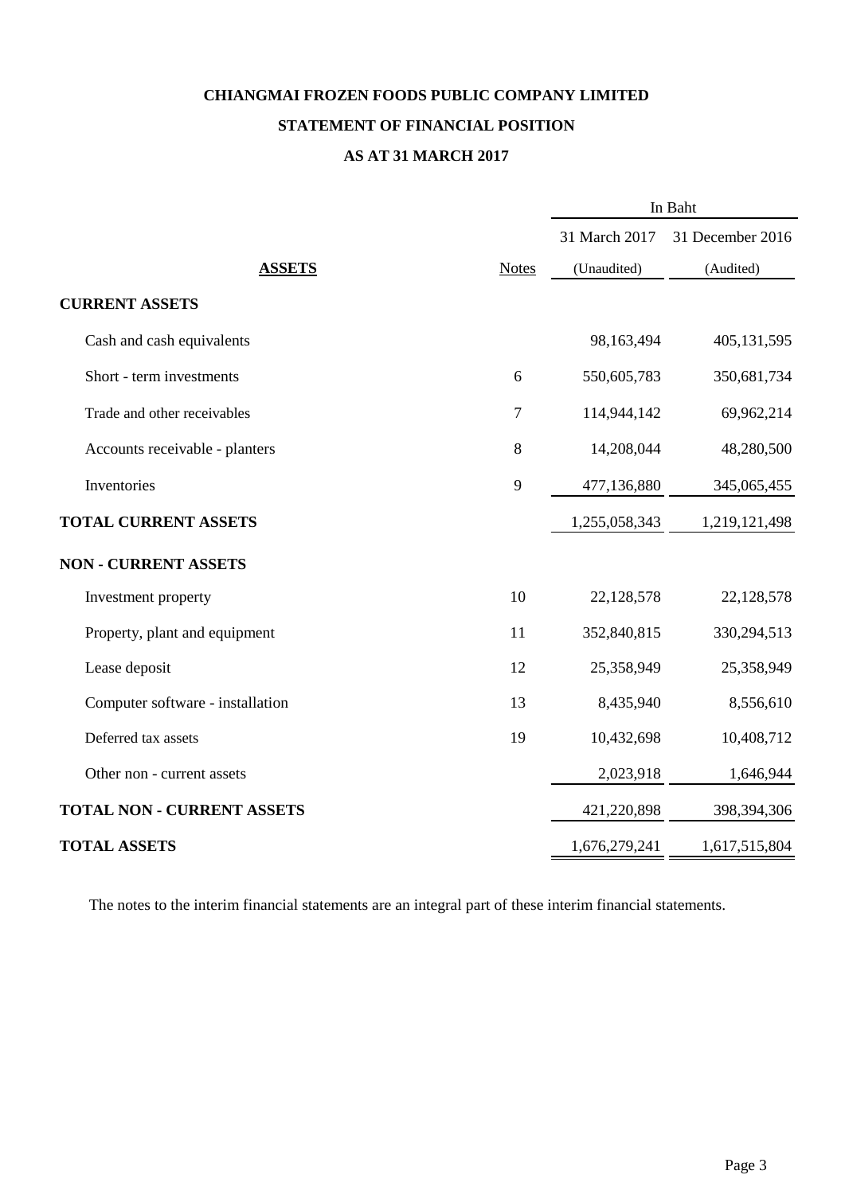# CHIANGMAI FROZEN FOODS PUBLIC COMPANY LIMITED

## STATEMENT OF FINANCIAL POSITION

## AS AT 31 MARCH 2017

| | | In Baht | |
|---|---|---|---|
| | | 31 March 2017 | 31 December 2016 |
| **ASSETS** | Notes | (Unaudited) | (Audited) |
| **CURRENT ASSETS** | | | |
| Cash and cash equivalents | | 98,163,494 | 405,131,595 |
| Short - term investments | 6 | 550,605,783 | 350,681,734 |
| Trade and other receivables | 7 | 114,944,142 | 69,962,214 |
| Accounts receivable - planters | 8 | 14,208,044 | 48,280,500 |
| Inventories | 9 | 477,136,880 | 345,065,455 |
| **TOTAL CURRENT ASSETS** | | 1,255,058,343 | 1,219,121,498 |
| **NON - CURRENT ASSETS** | | | |
| Investment property | 10 | 22,128,578 | 22,128,578 |
| Property, plant and equipment | 11 | 352,840,815 | 330,294,513 |
| Lease deposit | 12 | 25,358,949 | 25,358,949 |
| Computer software - installation | 13 | 8,435,940 | 8,556,610 |
| Deferred tax assets | 19 | 10,432,698 | 10,408,712 |
| Other non - current assets | | 2,023,918 | 1,646,944 |
| **TOTAL NON - CURRENT ASSETS** | | 421,220,898 | 398,394,306 |
| **TOTAL ASSETS** | | 1,676,279,241 | 1,617,515,804 |

The notes to the interim financial statements are an integral part of these interim financial statements.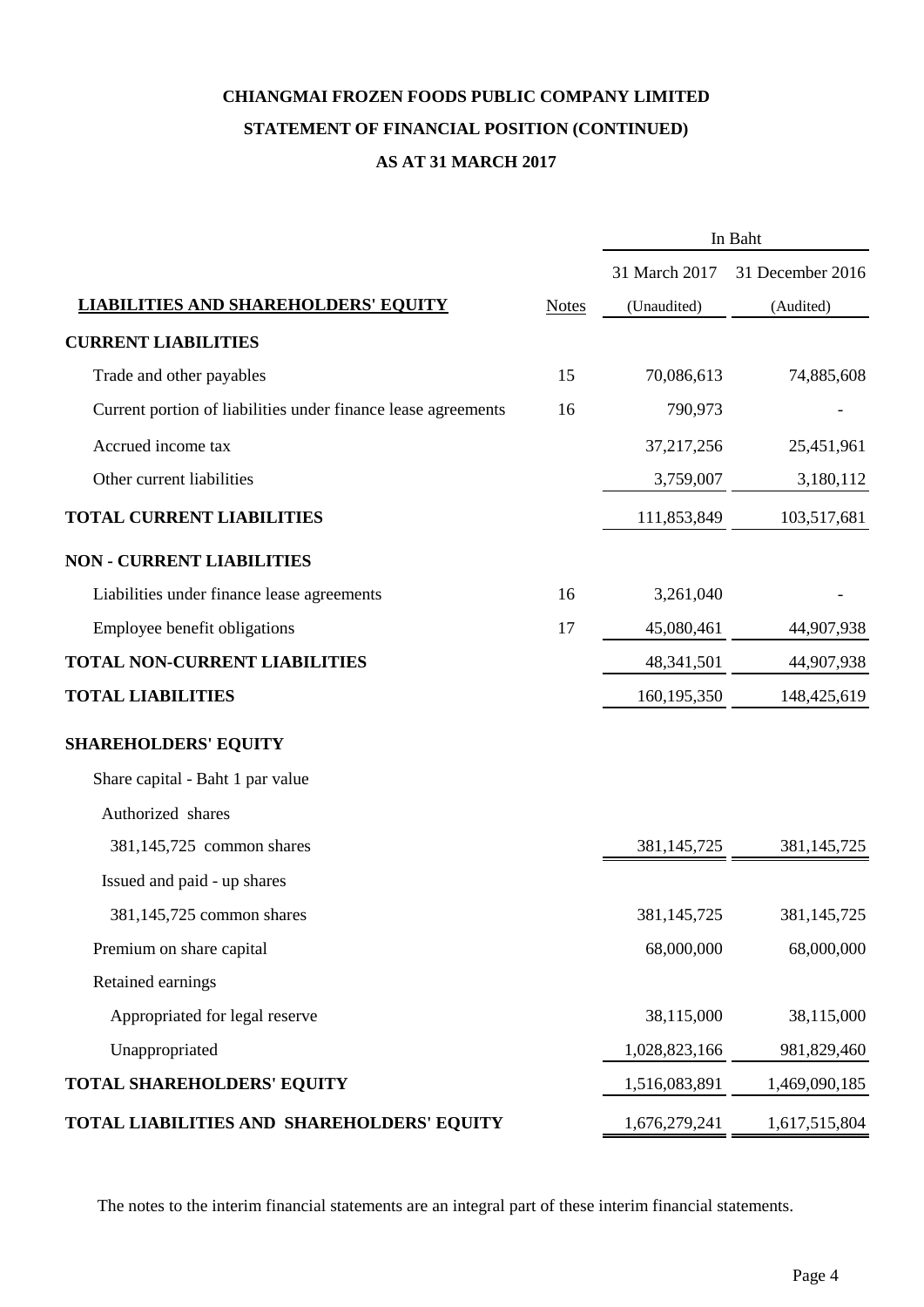# CHIANGMAI FROZEN FOODS PUBLIC COMPANY LIMITED

## STATEMENT OF FINANCIAL POSITION (CONTINUED)

## AS AT 31 MARCH 2017

| | | In Baht | |
|---|---|---|---|
| | | 31 March 2017 | 31 December 2016 |
| **LIABILITIES AND SHAREHOLDERS' EQUITY** | Notes | (Unaudited) | (Audited) |
| **CURRENT LIABILITIES** | | | |
| Trade and other payables | 15 | 70,086,613 | 74,885,608 |
| Current portion of liabilities under finance lease agreements | 16 | 790,973 | - |
| Accrued income tax | | 37,217,256 | 25,451,961 |
| Other current liabilities | | 3,759,007 | 3,180,112 |
| **TOTAL CURRENT LIABILITIES** | | 111,853,849 | 103,517,681 |
| **NON - CURRENT LIABILITIES** | | | |
| Liabilities under finance lease agreements | 16 | 3,261,040 | - |
| Employee benefit obligations | 17 | 45,080,461 | 44,907,938 |
| **TOTAL NON-CURRENT LIABILITIES** | | 48,341,501 | 44,907,938 |
| **TOTAL LIABILITIES** | | 160,195,350 | 148,425,619 |
| **SHAREHOLDERS' EQUITY** | | | |
| Share capital - Baht 1 par value | | | |
| Authorized shares | | | |
| 381,145,725 common shares | | 381,145,725 | 381,145,725 |
| Issued and paid - up shares | | | |
| 381,145,725 common shares | | 381,145,725 | 381,145,725 |
| Premium on share capital | | 68,000,000 | 68,000,000 |
| Retained earnings | | | |
| Appropriated for legal reserve | | 38,115,000 | 38,115,000 |
| Unappropriated | | 1,028,823,166 | 981,829,460 |
| **TOTAL SHAREHOLDERS' EQUITY** | | 1,516,083,891 | 1,469,090,185 |
| **TOTAL LIABILITIES AND SHAREHOLDERS' EQUITY** | | 1,676,279,241 | 1,617,515,804 |

The notes to the interim financial statements are an integral part of these interim financial statements.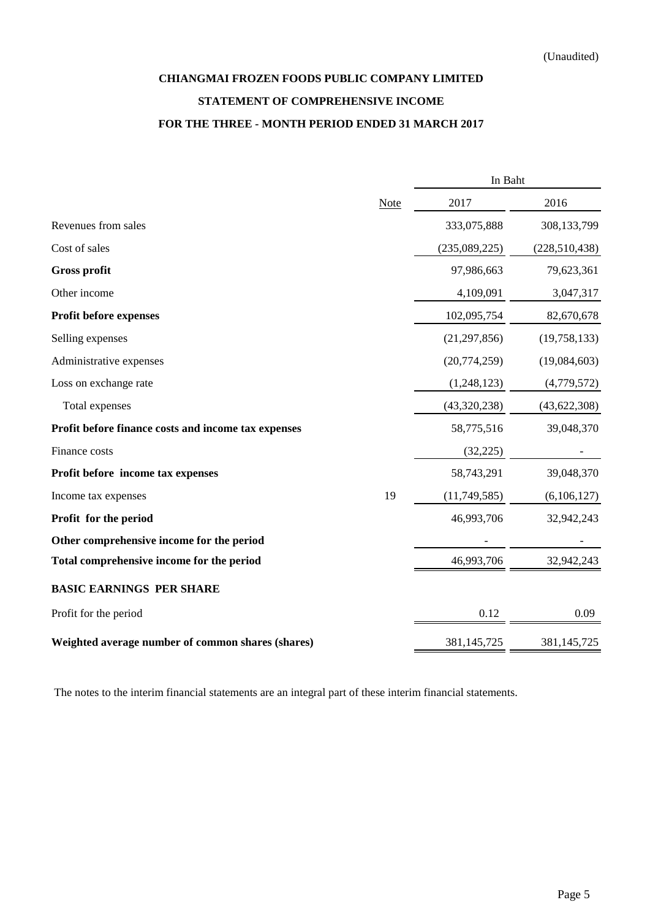(Unaudited)

**CHIANGMAI FROZEN FOODS PUBLIC COMPANY LIMITED**

**STATEMENT OF COMPREHENSIVE INCOME**

**FOR THE THREE - MONTH PERIOD ENDED 31 MARCH 2017**

| | Note | In Baht | |
|---|---|---|---|
| | | 2017 | 2016 |
| Revenues from sales | | 333,075,888 | 308,133,799 |
| Cost of sales | | (235,089,225) | (228,510,438) |
| **Gross profit** | | 97,986,663 | 79,623,361 |
| Other income | | 4,109,091 | 3,047,317 |
| **Profit before expenses** | | 102,095,754 | 82,670,678 |
| Selling expenses | | (21,297,856) | (19,758,133) |
| Administrative expenses | | (20,774,259) | (19,084,603) |
| Loss on exchange rate | | (1,248,123) | (4,779,572) |
| Total expenses | | (43,320,238) | (43,622,308) |
| **Profit before finance costs and income tax expenses** | | 58,775,516 | 39,048,370 |
| Finance costs | | (32,225) | - |
| **Profit before income tax expenses** | | 58,743,291 | 39,048,370 |
| Income tax expenses | 19 | (11,749,585) | (6,106,127) |
| **Profit for the period** | | 46,993,706 | 32,942,243 |
| **Other comprehensive income for the period** | | - | - |
| **Total comprehensive income for the period** | | 46,993,706 | 32,942,243 |
| **BASIC EARNINGS PER SHARE** | | | |
| Profit for the period | | 0.12 | 0.09 |
| **Weighted average number of common shares (shares)** | | 381,145,725 | 381,145,725 |

The notes to the interim financial statements are an integral part of these interim financial statements.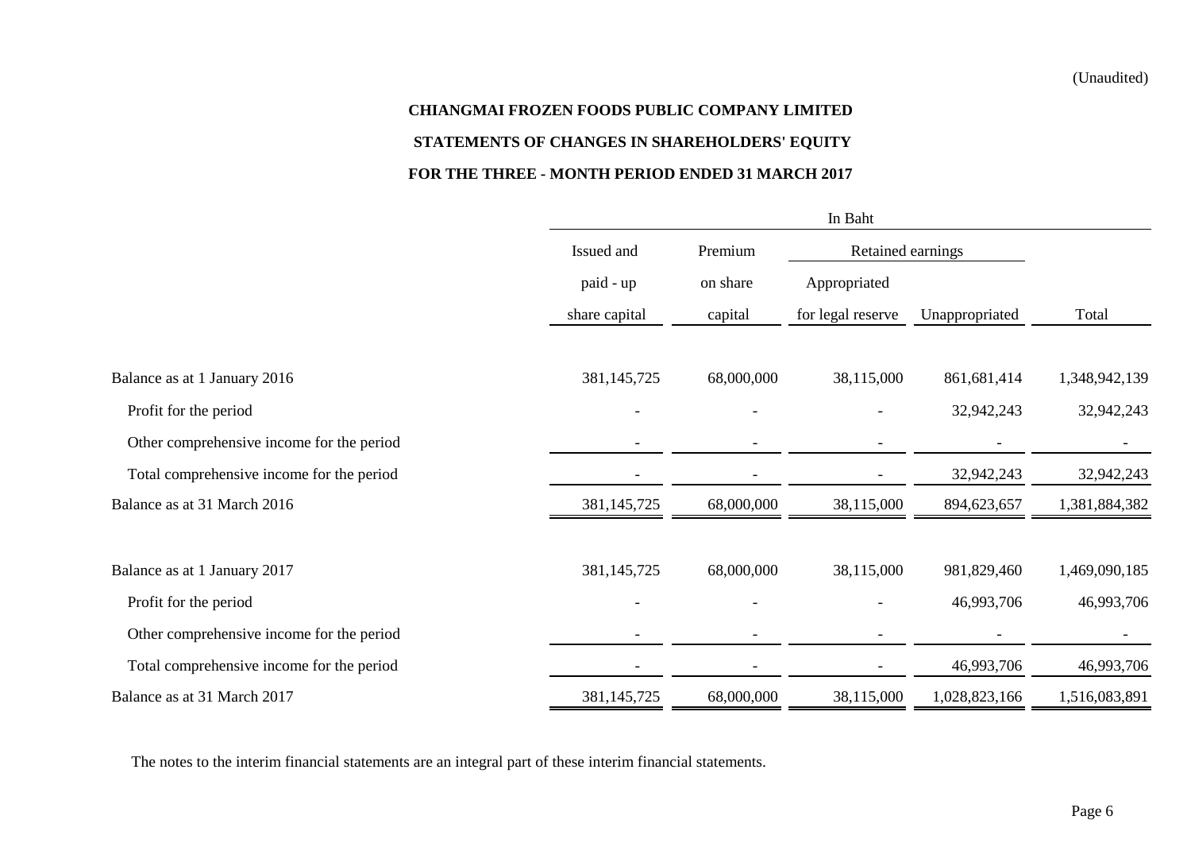(Unaudited)

**CHIANGMAI FROZEN FOODS PUBLIC COMPANY LIMITED**

**STATEMENTS OF CHANGES IN SHAREHOLDERS' EQUITY**

**FOR THE THREE - MONTH PERIOD ENDED 31 MARCH 2017**

| | In Baht | | | | |
|---|---|---|---|---|---|
| | Issued and paid - up share capital | Premium on share capital | Retained earnings | | Total |
| | | | Appropriated for legal reserve | Unappropriated | |
| Balance as at 1 January 2016 | 381,145,725 | 68,000,000 | 38,115,000 | 861,681,414 | 1,348,942,139 |
| Profit for the period | - | - | - | 32,942,243 | 32,942,243 |
| Other comprehensive income for the period | - | - | - | - | - |
| Total comprehensive income for the period | - | - | - | 32,942,243 | 32,942,243 |
| Balance as at 31 March 2016 | 381,145,725 | 68,000,000 | 38,115,000 | 894,623,657 | 1,381,884,382 |
| | | | | | |
| Balance as at 1 January 2017 | 381,145,725 | 68,000,000 | 38,115,000 | 981,829,460 | 1,469,090,185 |
| Profit for the period | - | - | - | 46,993,706 | 46,993,706 |
| Other comprehensive income for the period | - | - | - | - | - |
| Total comprehensive income for the period | - | - | - | 46,993,706 | 46,993,706 |
| Balance as at 31 March 2017 | 381,145,725 | 68,000,000 | 38,115,000 | 1,028,823,166 | 1,516,083,891 |

The notes to the interim financial statements are an integral part of these interim financial statements.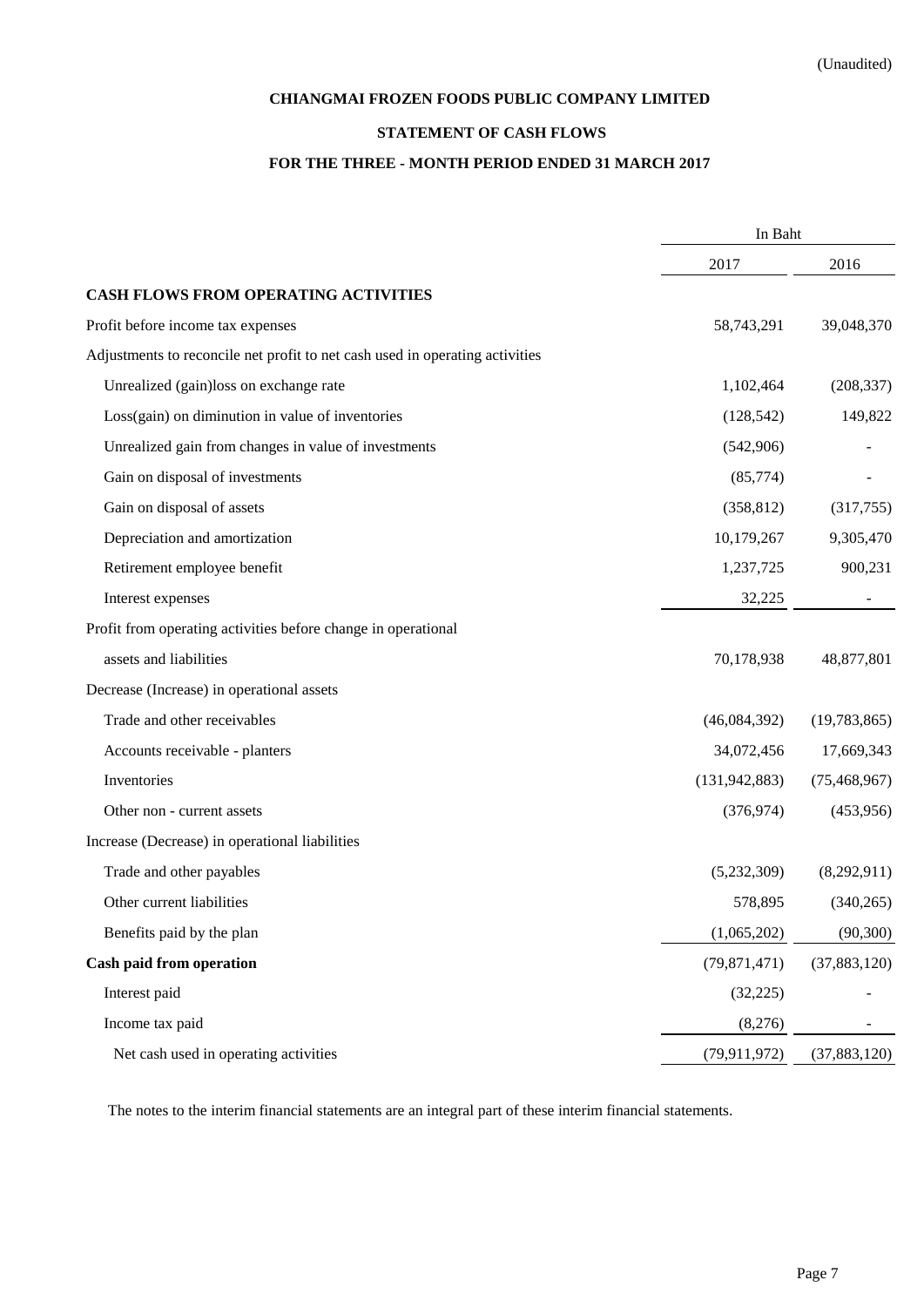(Unaudited)

**CHIANGMAI FROZEN FOODS PUBLIC COMPANY LIMITED**

**STATEMENT OF CASH FLOWS**

**FOR THE THREE - MONTH PERIOD ENDED 31 MARCH 2017**

| | In Baht | |
|---|---|---|
| | 2017 | 2016 |
| **CASH FLOWS FROM OPERATING ACTIVITIES** | | |
| Profit before income tax expenses | 58,743,291 | 39,048,370 |
| Adjustments to reconcile net profit to net cash used in operating activities | | |
| Unrealized (gain)loss on exchange rate | 1,102,464 | (208,337) |
| Loss(gain) on diminution in value of inventories | (128,542) | 149,822 |
| Unrealized gain from changes in value of investments | (542,906) | - |
| Gain on disposal of investments | (85,774) | - |
| Gain on disposal of assets | (358,812) | (317,755) |
| Depreciation and amortization | 10,179,267 | 9,305,470 |
| Retirement employee benefit | 1,237,725 | 900,231 |
| Interest expenses | 32,225 | - |
| Profit from operating activities before change in operational assets and liabilities | 70,178,938 | 48,877,801 |
| Decrease (Increase) in operational assets | | |
| Trade and other receivables | (46,084,392) | (19,783,865) |
| Accounts receivable - planters | 34,072,456 | 17,669,343 |
| Inventories | (131,942,883) | (75,468,967) |
| Other non - current assets | (376,974) | (453,956) |
| Increase (Decrease) in operational liabilities | | |
| Trade and other payables | (5,232,309) | (8,292,911) |
| Other current liabilities | 578,895 | (340,265) |
| Benefits paid by the plan | (1,065,202) | (90,300) |
| **Cash paid from operation** | (79,871,471) | (37,883,120) |
| Interest paid | (32,225) | - |
| Income tax paid | (8,276) | - |
| Net cash used in operating activities | (79,911,972) | (37,883,120) |

The notes to the interim financial statements are an integral part of these interim financial statements.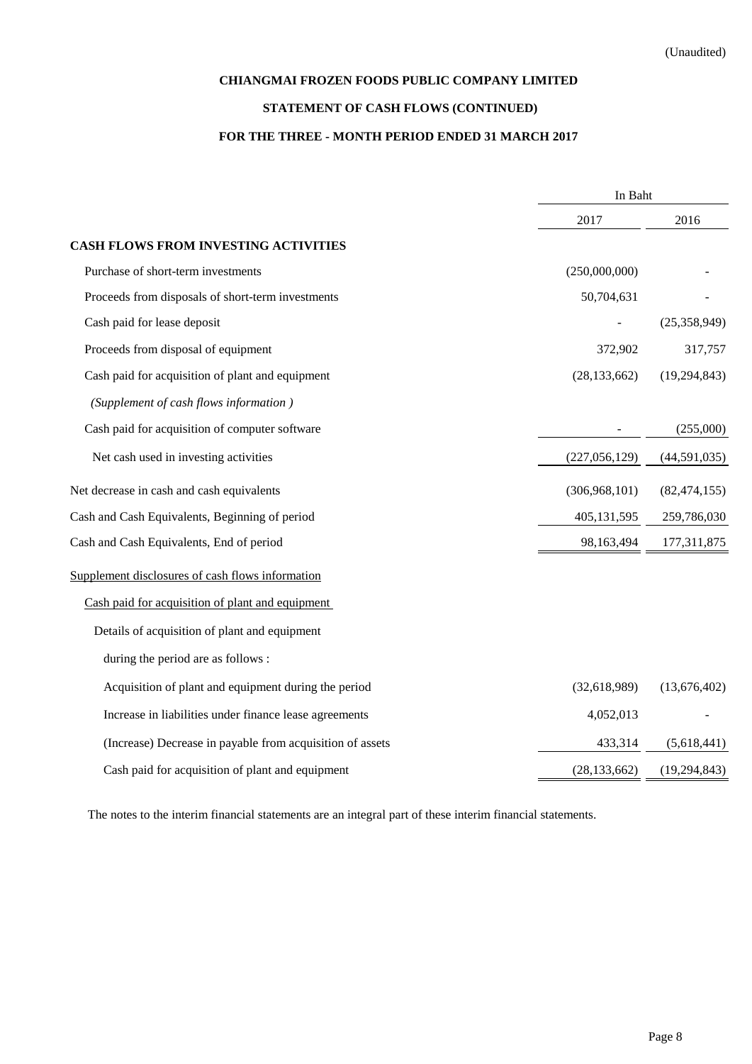(Unaudited)

**CHIANGMAI FROZEN FOODS PUBLIC COMPANY LIMITED**

**STATEMENT OF CASH FLOWS (CONTINUED)**

**FOR THE THREE - MONTH PERIOD ENDED 31 MARCH 2017**

| | In Baht | |
|---|---|---|
| | 2017 | 2016 |
| **CASH FLOWS FROM INVESTING ACTIVITIES** | | |
| Purchase of short-term investments | (250,000,000) | - |
| Proceeds from disposals of short-term investments | 50,704,631 | - |
| Cash paid for lease deposit | - | (25,358,949) |
| Proceeds from disposal of equipment | 372,902 | 317,757 |
| Cash paid for acquisition of plant and equipment | (28,133,662) | (19,294,843) |
| *(Supplement of cash flows information )* | | |
| Cash paid for acquisition of computer software | - | (255,000) |
| Net cash used in investing activities | (227,056,129) | (44,591,035) |
| Net decrease in cash and cash equivalents | (306,968,101) | (82,474,155) |
| Cash and Cash Equivalents, Beginning of period | 405,131,595 | 259,786,030 |
| Cash and Cash Equivalents, End of period | 98,163,494 | 177,311,875 |
| Supplement disclosures of cash flows information | | |
| Cash paid for acquisition of plant and equipment | | |
| Details of acquisition of plant and equipment during the period are as follows : | | |
| Acquisition of plant and equipment during the period | (32,618,989) | (13,676,402) |
| Increase in liabilities under finance lease agreements | 4,052,013 | - |
| (Increase) Decrease in payable from acquisition of assets | 433,314 | (5,618,441) |
| Cash paid for acquisition of plant and equipment | (28,133,662) | (19,294,843) |

The notes to the interim financial statements are an integral part of these interim financial statements.